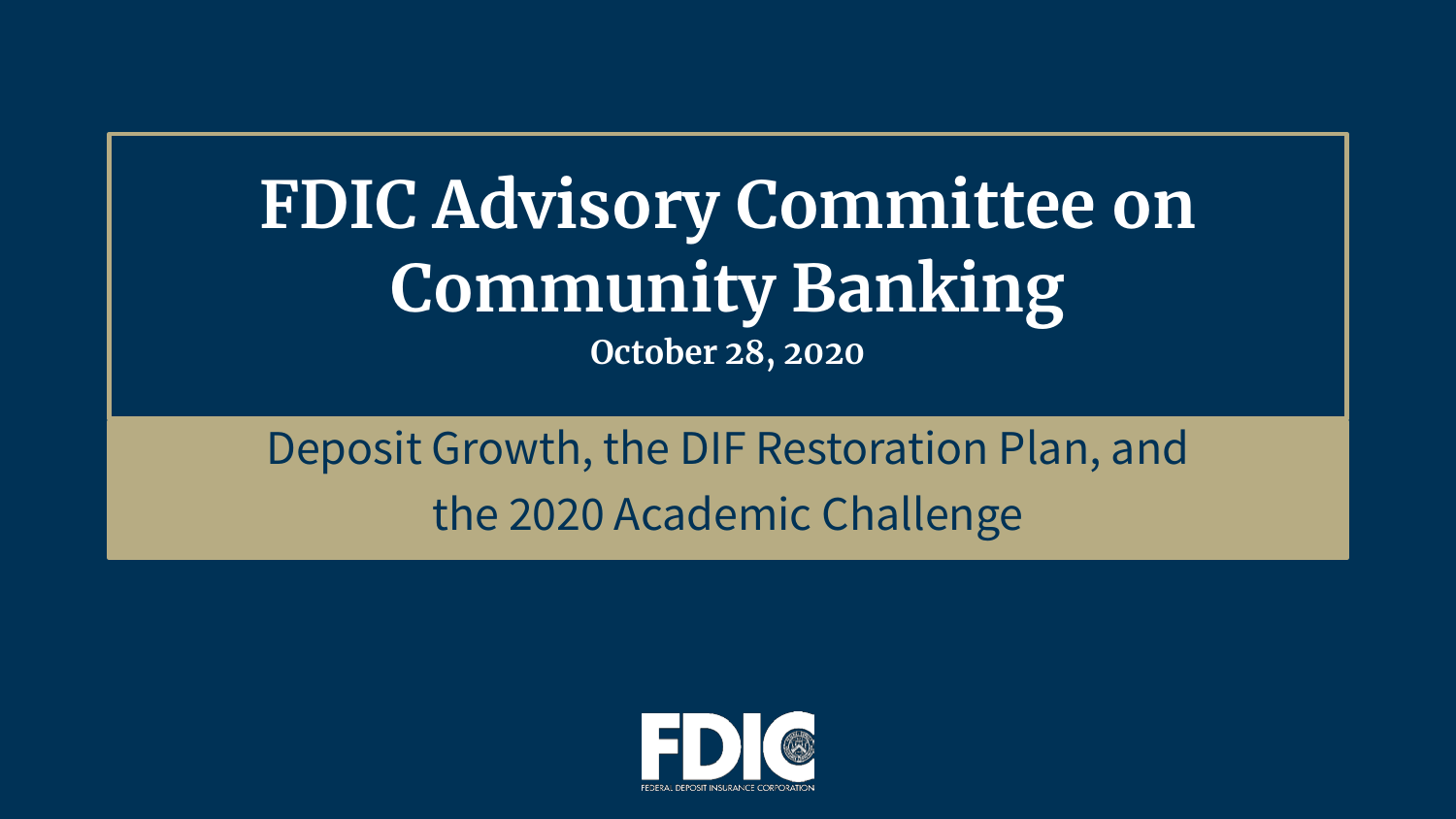# FDIC Advisory Committee on Community Banking

**October 28, 2020**

## Deposit Growth, the DIF Restoration Plan, and the 2020 Academic Challenge

FDIC

FEDERAL DEPOSIT INSURANCE CORPORATION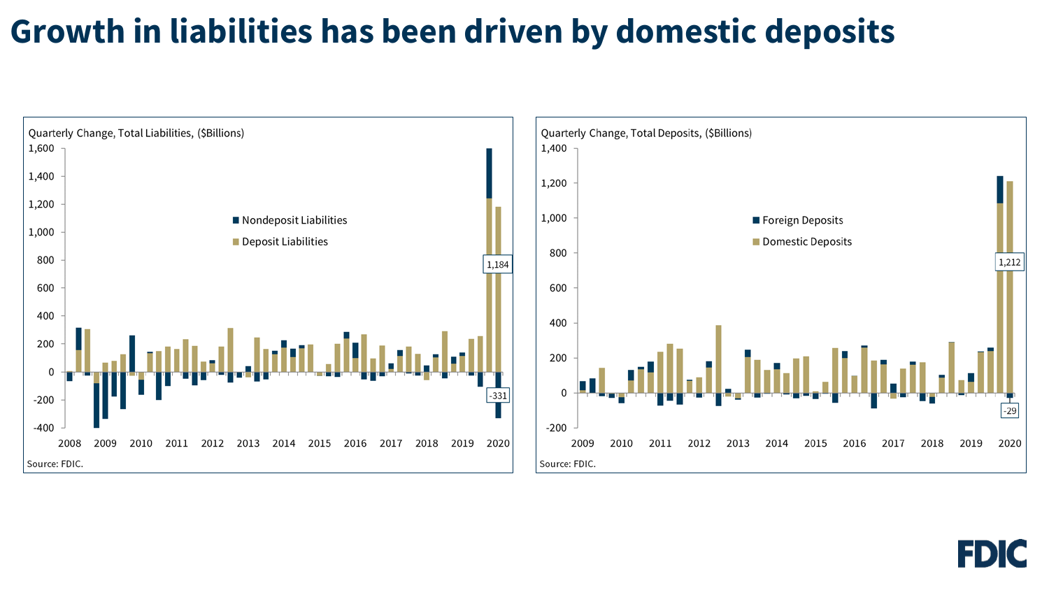# Growth in liabilities has been driven by domestic deposits

Quarterly Change, Total Liabilities, ($Billions)

- Nondeposit Liabilities
- Deposit Liabilities

1,184

-331

Source: FDIC.

Quarterly Change, Total Deposits, ($Billions)

- Foreign Deposits
- Domestic Deposits

1,212

-29

Source: FDIC.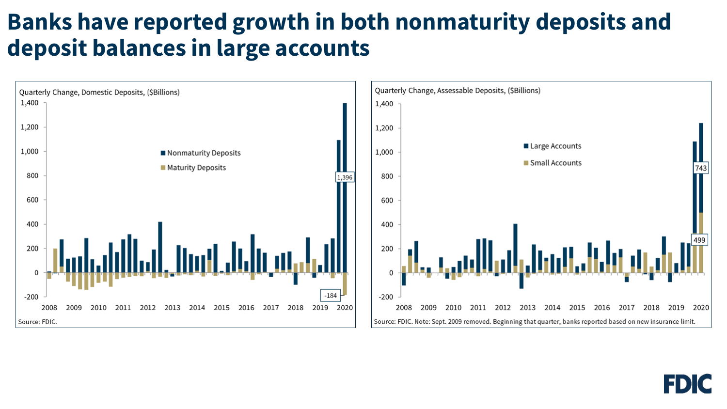# Banks have reported growth in both nonmaturity deposits and deposit balances in large accounts

Quarterly Change, Domestic Deposits, ($Billions)

Nonmaturity Deposits

Maturity Deposits

1,396

-184

Source: FDIC.

Quarterly Change, Assessable Deposits, ($Billions)

Large Accounts

Small Accounts

743

499

Source: FDIC. Note: Sept. 2009 removed. Beginning that quarter, banks reported based on new insurance limit.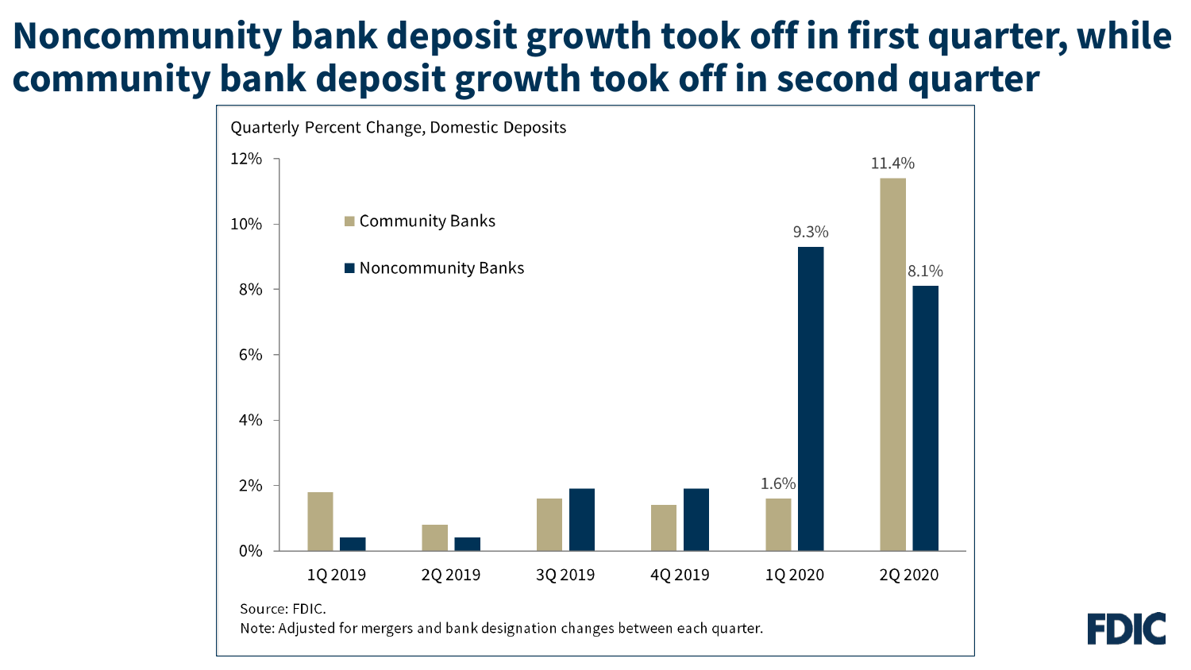# Noncommunity bank deposit growth took off in first quarter, while community bank deposit growth took off in second quarter

Quarterly Percent Change, Domestic Deposits

| Quarter | Community Banks | Noncommunity Banks |
| --- | --- | --- |
| 1Q 2019 | | |
| 2Q 2019 | | |
| 3Q 2019 | | |
| 4Q 2019 | | |
| 1Q 2020 | 1.6% | 9.3% |
| 2Q 2020 | 11.4% | 8.1% |

Source: FDIC.
Note: Adjusted for mergers and bank designation changes between each quarter.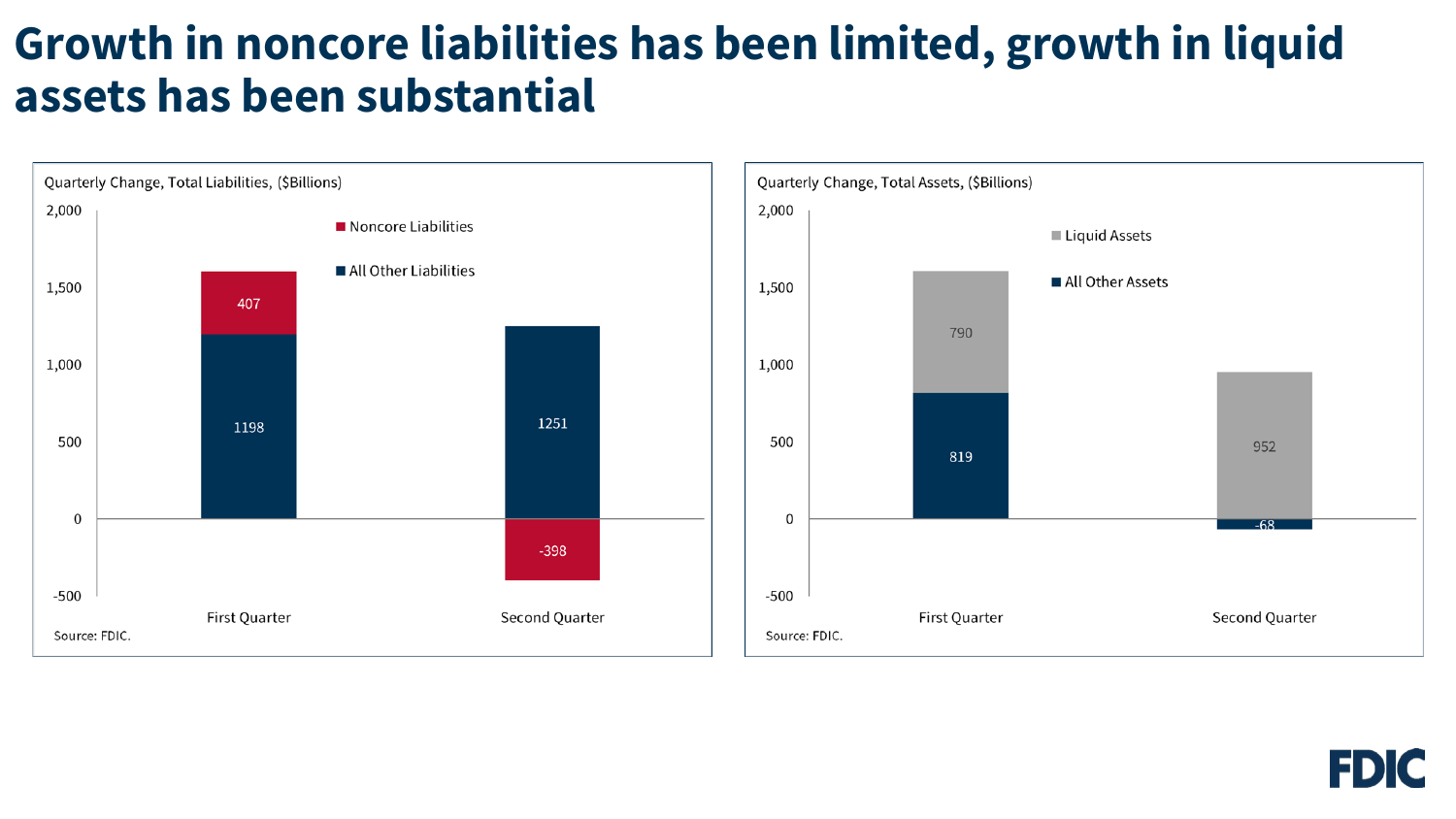# Growth in noncore liabilities has been limited, growth in liquid assets has been substantial

Quarterly Change, Total Liabilities, ($Billions)

| | Noncore Liabilities | All Other Liabilities |
|---|---|---|
| First Quarter | 407 | 1198 |
| Second Quarter | -398 | 1251 |

Source: FDIC.

Quarterly Change, Total Assets, ($Billions)

| | Liquid Assets | All Other Assets |
|---|---|---|
| First Quarter | 790 | 819 |
| Second Quarter | 952 | -68 |

Source: FDIC.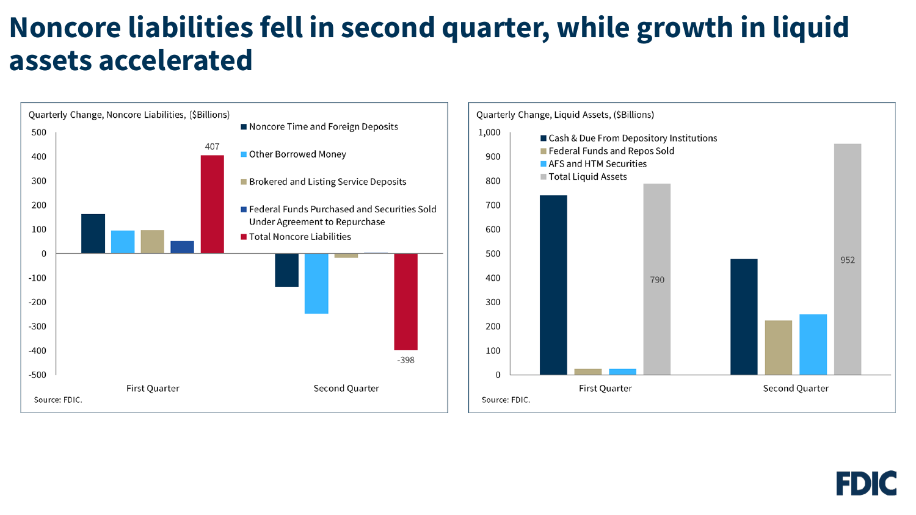# Noncore liabilities fell in second quarter, while growth in liquid assets accelerated

Quarterly Change, Noncore Liabilities, ($Billions)

- Noncore Time and Foreign Deposits
- Other Borrowed Money
- Brokered and Listing Service Deposits
- Federal Funds Purchased and Securities Sold Under Agreement to Repurchase
- Total Noncore Liabilities

First Quarter: 407

Second Quarter: -398

Source: FDIC.

Quarterly Change, Liquid Assets, ($Billions)

- Cash & Due From Depository Institutions
- Federal Funds and Repos Sold
- AFS and HTM Securities
- Total Liquid Assets

First Quarter: 790

Second Quarter: 952

Source: FDIC.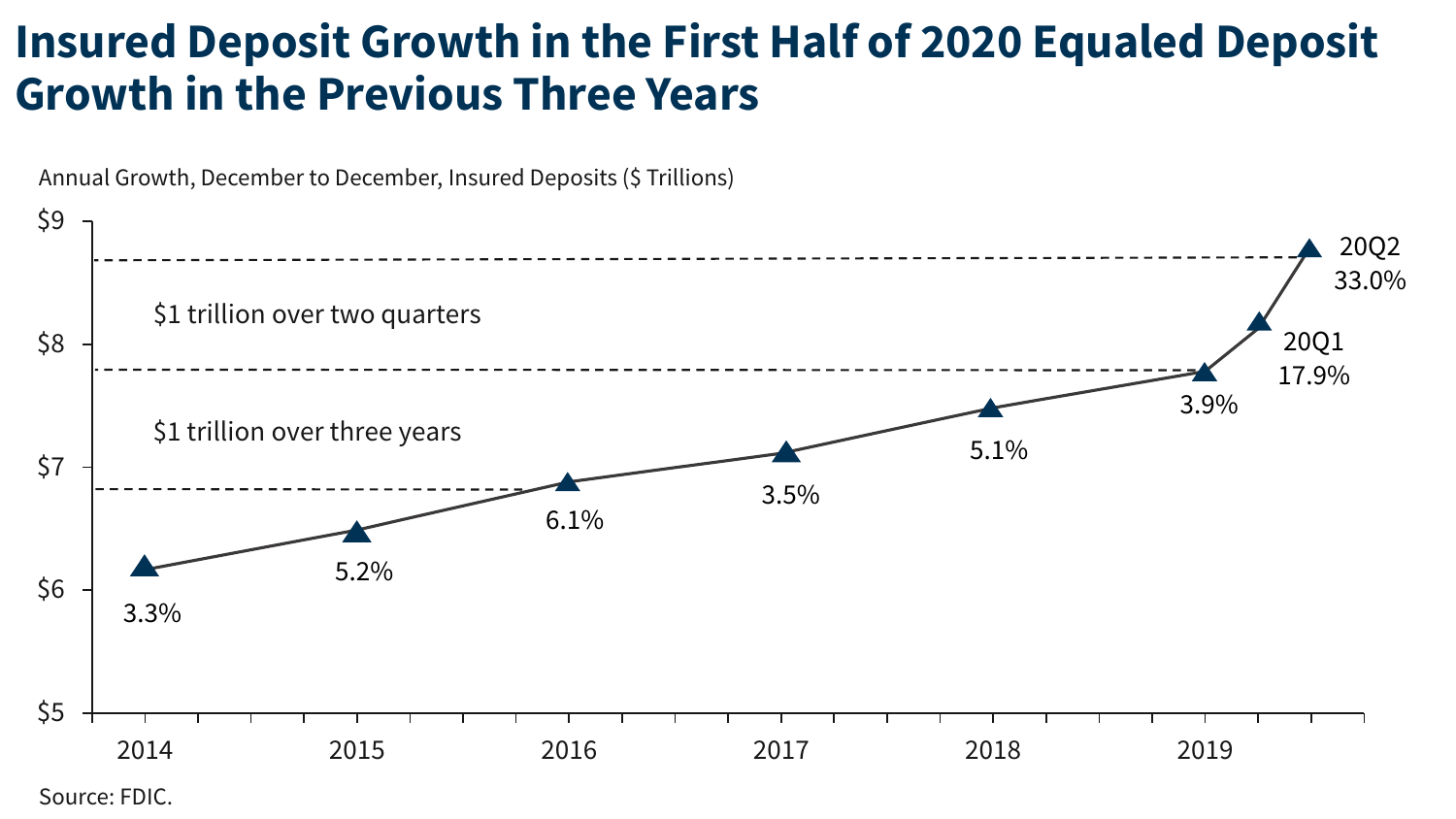# Insured Deposit Growth in the First Half of 2020 Equaled Deposit Growth in the Previous Three Years

Annual Growth, December to December, Insured Deposits ($ Trillions)

| Period | Growth |
|---|---|
| 2014 | 3.3% |
| 2015 | 5.2% |
| 2016 | 6.1% |
| 2017 | 3.5% |
| 2018 | 5.1% |
| 2019 | 3.9% |
| 20Q1 | 17.9% |
| 20Q2 | 33.0% |

$1 trillion over three years

$1 trillion over two quarters

Source: FDIC.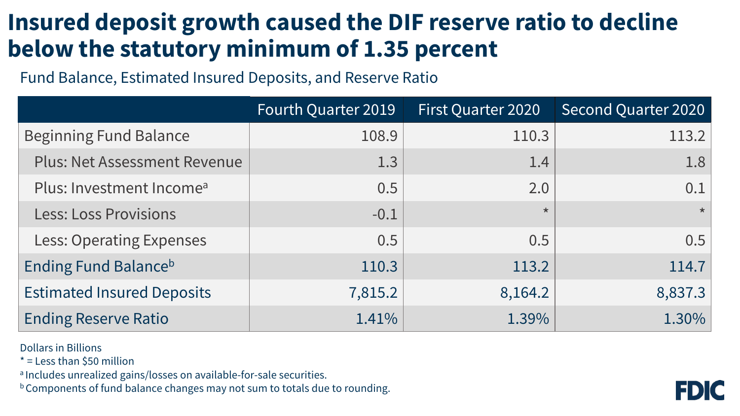# Insured deposit growth caused the DIF reserve ratio to decline below the statutory minimum of 1.35 percent

Fund Balance, Estimated Insured Deposits, and Reserve Ratio

| | Fourth Quarter 2019 | First Quarter 2020 | Second Quarter 2020 |
|---|---|---|---|
| Beginning Fund Balance | 108.9 | 110.3 | 113.2 |
| Plus: Net Assessment Revenue | 1.3 | 1.4 | 1.8 |
| Plus: Investment Income[a] | 0.5 | 2.0 | 0.1 |
| Less: Loss Provisions | -0.1 | * | * |
| Less: Operating Expenses | 0.5 | 0.5 | 0.5 |
| Ending Fund Balance[b] | 110.3 | 113.2 | 114.7 |
| Estimated Insured Deposits | 7,815.2 | 8,164.2 | 8,837.3 |
| Ending Reserve Ratio | 1.41% | 1.39% | 1.30% |

Dollars in Billions

* = Less than $50 million

[a] Includes unrealized gains/losses on available-for-sale securities.

[b] Components of fund balance changes may not sum to totals due to rounding.

FDIC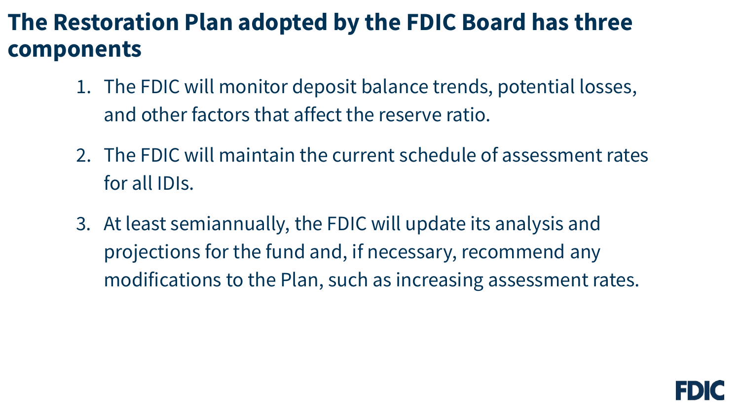# The Restoration Plan adopted by the FDIC Board has three components

1. The FDIC will monitor deposit balance trends, potential losses, and other factors that affect the reserve ratio.
2. The FDIC will maintain the current schedule of assessment rates for all IDIs.
3. At least semiannually, the FDIC will update its analysis and projections for the fund and, if necessary, recommend any modifications to the Plan, such as increasing assessment rates.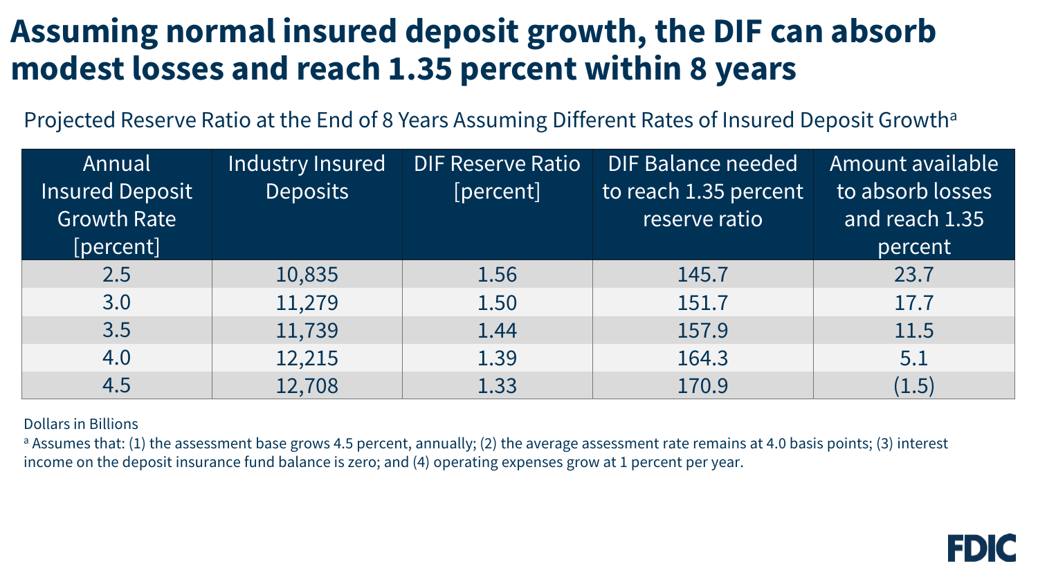# Assuming normal insured deposit growth, the DIF can absorb modest losses and reach 1.35 percent within 8 years

Projected Reserve Ratio at the End of 8 Years Assuming Different Rates of Insured Deposit Growth[a]

| Annual Insured Deposit Growth Rate [percent] | Industry Insured Deposits | DIF Reserve Ratio [percent] | DIF Balance needed to reach 1.35 percent reserve ratio | Amount available to absorb losses and reach 1.35 percent |
|---|---|---|---|---|
| 2.5 | 10,835 | 1.56 | 145.7 | 23.7 |
| 3.0 | 11,279 | 1.50 | 151.7 | 17.7 |
| 3.5 | 11,739 | 1.44 | 157.9 | 11.5 |
| 4.0 | 12,215 | 1.39 | 164.3 | 5.1 |
| 4.5 | 12,708 | 1.33 | 170.9 | (1.5) |

Dollars in Billions

[a] Assumes that: (1) the assessment base grows 4.5 percent, annually; (2) the average assessment rate remains at 4.0 basis points; (3) interest income on the deposit insurance fund balance is zero; and (4) operating expenses grow at 1 percent per year.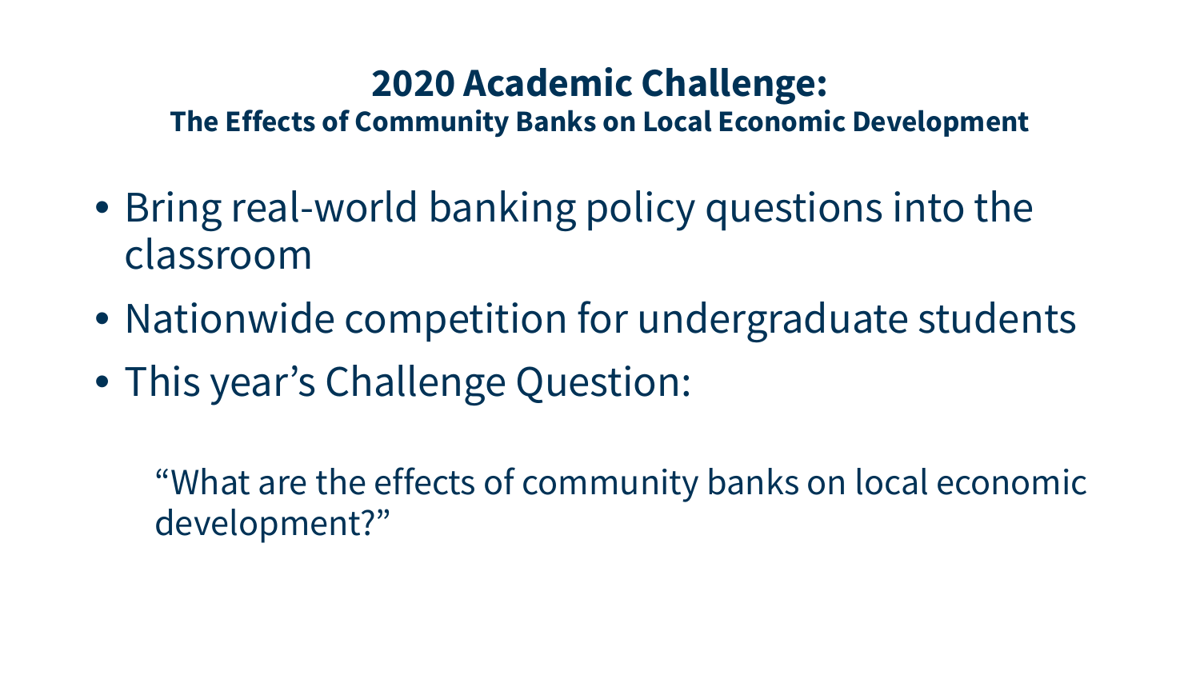# 2020 Academic Challenge:

### The Effects of Community Banks on Local Economic Development

- Bring real-world banking policy questions into the classroom
- Nationwide competition for undergraduate students
- This year's Challenge Question:

  "What are the effects of community banks on local economic development?"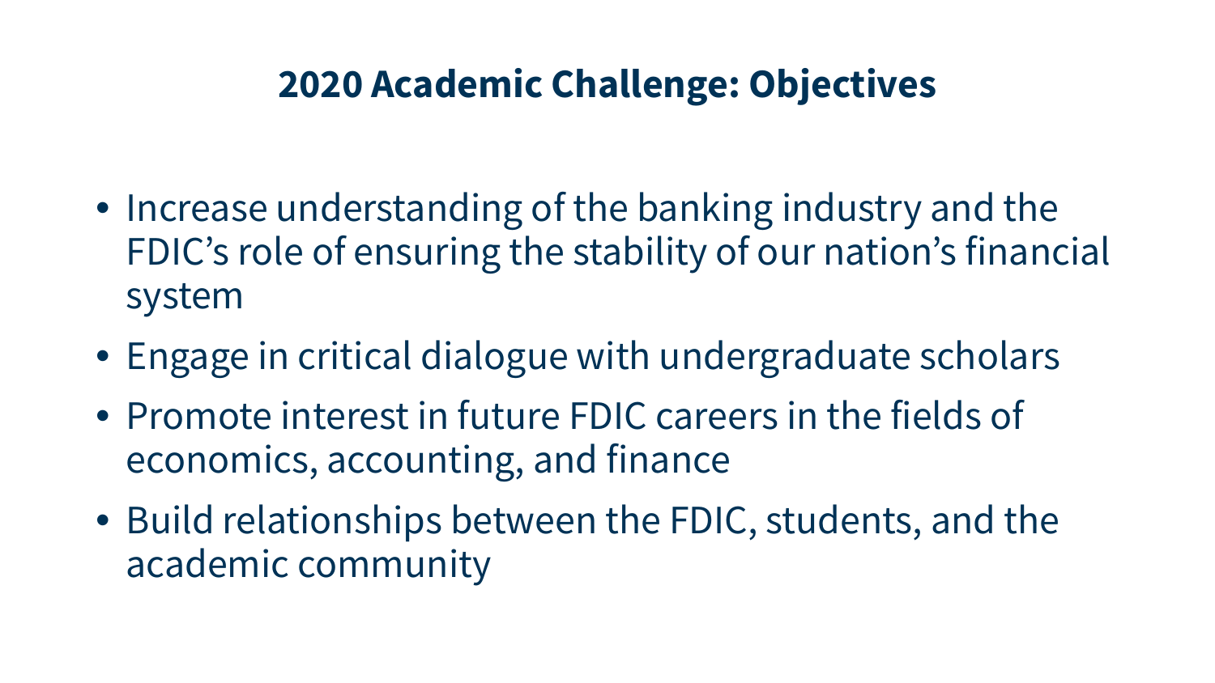# 2020 Academic Challenge: Objectives

- Increase understanding of the banking industry and the FDIC's role of ensuring the stability of our nation's financial system
- Engage in critical dialogue with undergraduate scholars
- Promote interest in future FDIC careers in the fields of economics, accounting, and finance
- Build relationships between the FDIC, students, and the academic community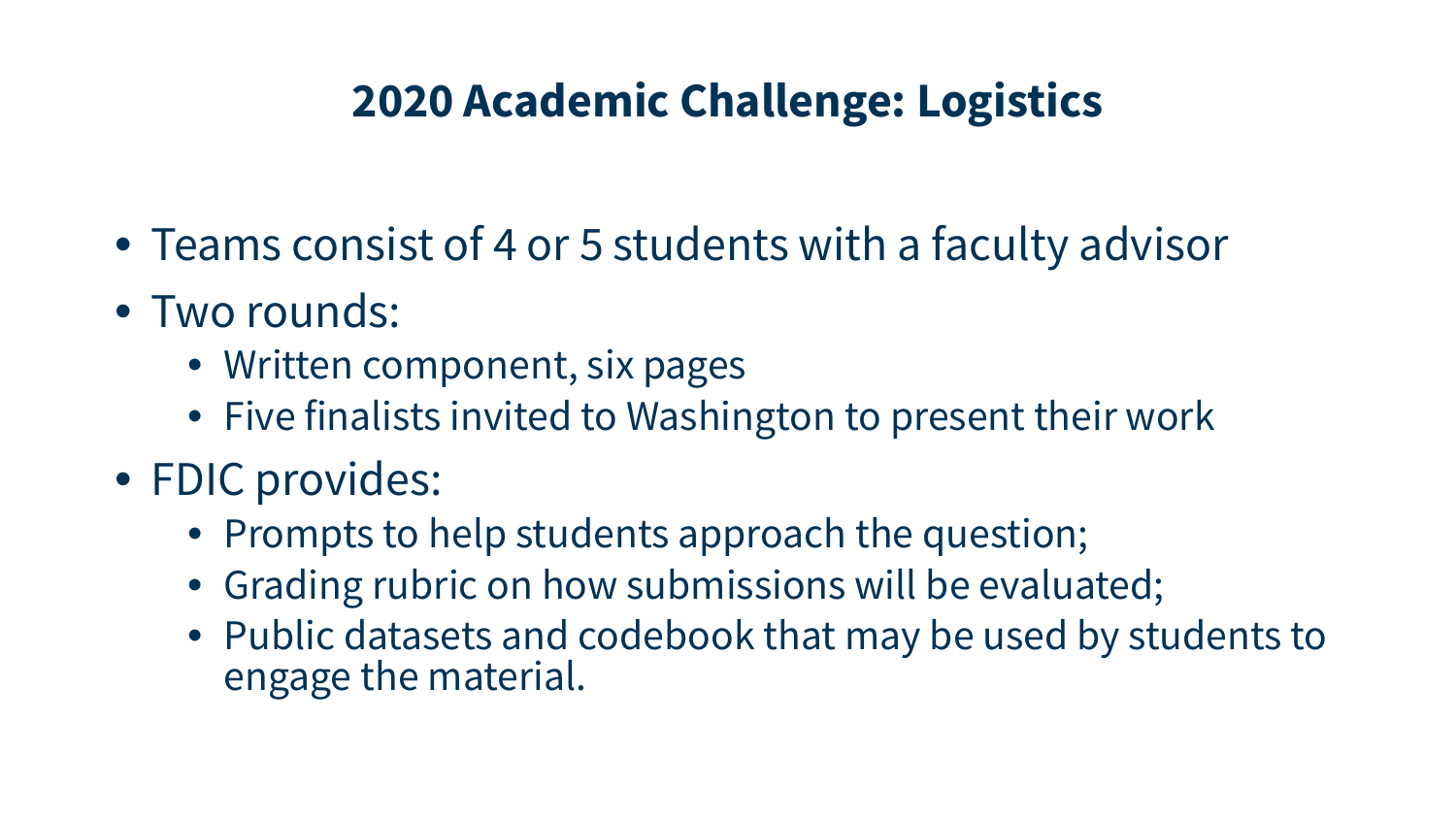# 2020 Academic Challenge: Logistics

- Teams consist of 4 or 5 students with a faculty advisor
- Two rounds:
  - Written component, six pages
  - Five finalists invited to Washington to present their work
- FDIC provides:
  - Prompts to help students approach the question;
  - Grading rubric on how submissions will be evaluated;
  - Public datasets and codebook that may be used by students to engage the material.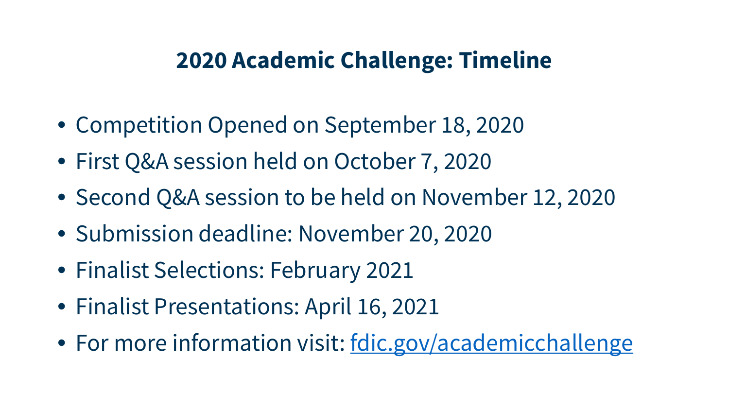# 2020 Academic Challenge: Timeline

- Competition Opened on September 18, 2020
- First Q&A session held on October 7, 2020
- Second Q&A session to be held on November 12, 2020
- Submission deadline: November 20, 2020
- Finalist Selections: February 2021
- Finalist Presentations: April 16, 2021
- For more information visit: [fdic.gov/academicchallenge](https://fdic.gov/academicchallenge)